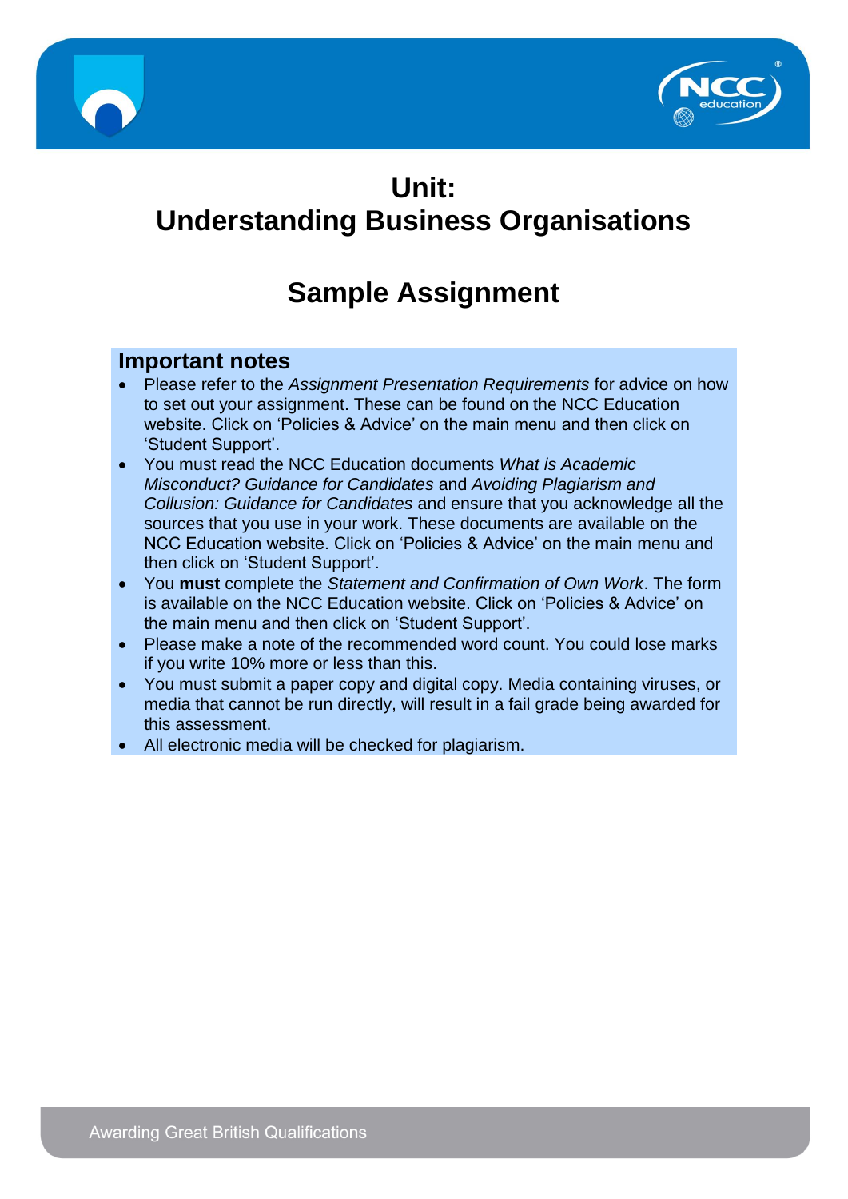# Unit:
# Understanding Business Organisations

# Sample Assignment

## Important notes

- Please refer to the *Assignment Presentation Requirements* for advice on how to set out your assignment. These can be found on the NCC Education website. Click on 'Policies & Advice' on the main menu and then click on 'Student Support'.
- You must read the NCC Education documents *What is Academic Misconduct? Guidance for Candidates* and *Avoiding Plagiarism and Collusion: Guidance for Candidates* and ensure that you acknowledge all the sources that you use in your work. These documents are available on the NCC Education website. Click on 'Policies & Advice' on the main menu and then click on 'Student Support'.
- You **must** complete the *Statement and Confirmation of Own Work*. The form is available on the NCC Education website. Click on 'Policies & Advice' on the main menu and then click on 'Student Support'.
- Please make a note of the recommended word count. You could lose marks if you write 10% more or less than this.
- You must submit a paper copy and digital copy. Media containing viruses, or media that cannot be run directly, will result in a fail grade being awarded for this assessment.
- All electronic media will be checked for plagiarism.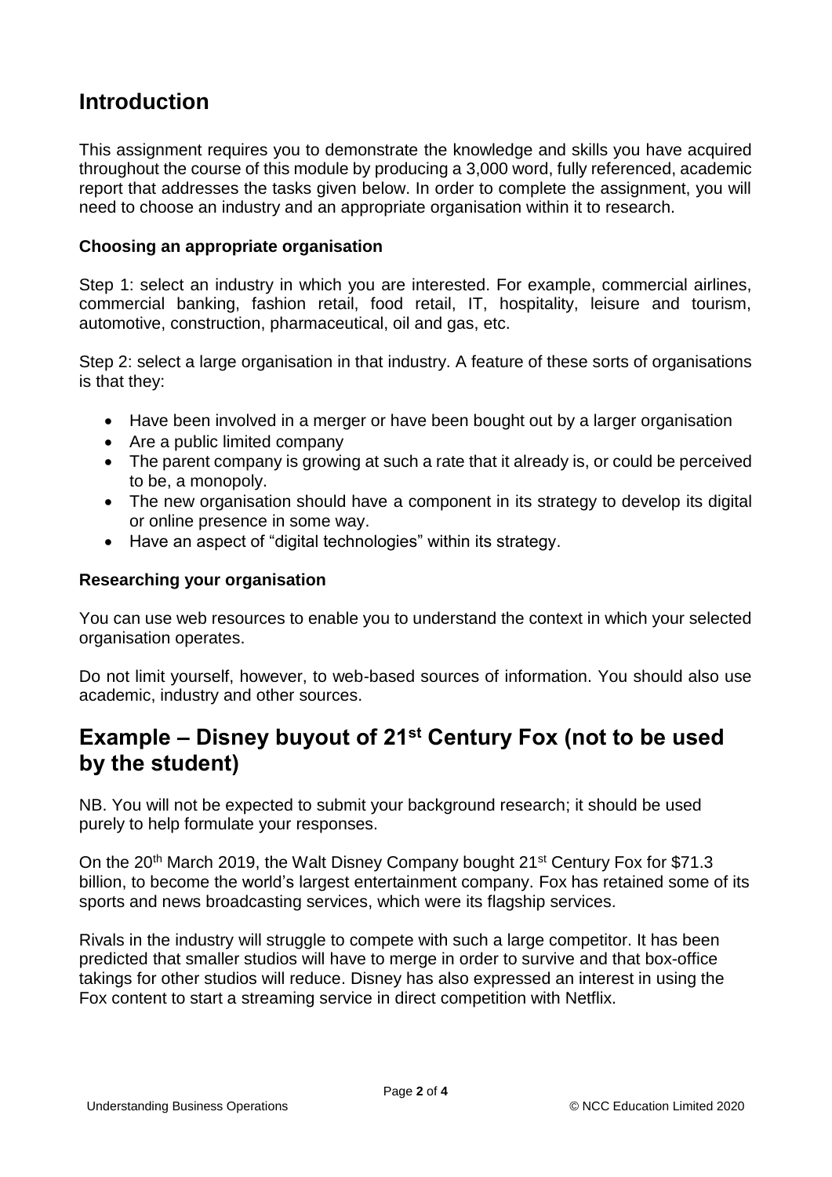## Introduction

This assignment requires you to demonstrate the knowledge and skills you have acquired throughout the course of this module by producing a 3,000 word, fully referenced, academic report that addresses the tasks given below. In order to complete the assignment, you will need to choose an industry and an appropriate organisation within it to research.

### Choosing an appropriate organisation

Step 1: select an industry in which you are interested. For example, commercial airlines, commercial banking, fashion retail, food retail, IT, hospitality, leisure and tourism, automotive, construction, pharmaceutical, oil and gas, etc.

Step 2: select a large organisation in that industry. A feature of these sorts of organisations is that they:

- Have been involved in a merger or have been bought out by a larger organisation
- Are a public limited company
- The parent company is growing at such a rate that it already is, or could be perceived to be, a monopoly.
- The new organisation should have a component in its strategy to develop its digital or online presence in some way.
- Have an aspect of "digital technologies" within its strategy.

### Researching your organisation

You can use web resources to enable you to understand the context in which your selected organisation operates.

Do not limit yourself, however, to web-based sources of information. You should also use academic, industry and other sources.

## Example – Disney buyout of 21st Century Fox (not to be used by the student)

NB. You will not be expected to submit your background research; it should be used purely to help formulate your responses.

On the 20th March 2019, the Walt Disney Company bought 21st Century Fox for $71.3 billion, to become the world's largest entertainment company. Fox has retained some of its sports and news broadcasting services, which were its flagship services.

Rivals in the industry will struggle to compete with such a large competitor. It has been predicted that smaller studios will have to merge in order to survive and that box-office takings for other studios will reduce. Disney has also expressed an interest in using the Fox content to start a streaming service in direct competition with Netflix.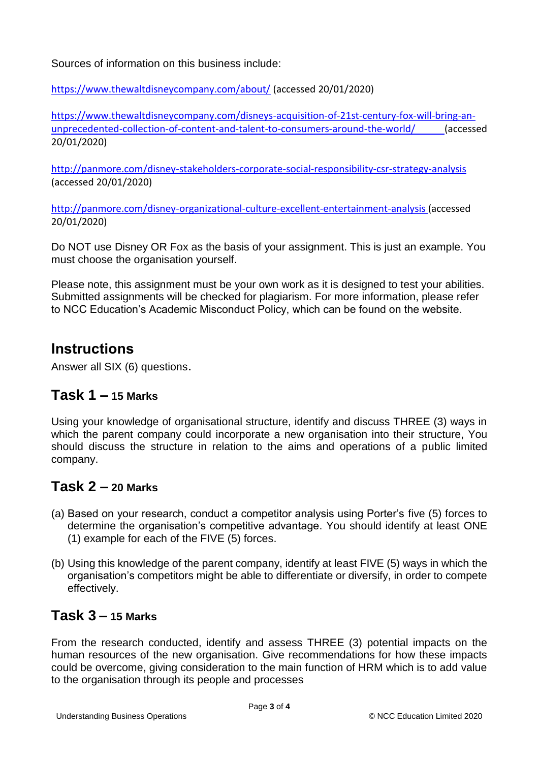Sources of information on this business include:

https://www.thewaltdisneycompany.com/about/ (accessed 20/01/2020)

https://www.thewaltdisneycompany.com/disneys-acquisition-of-21st-century-fox-will-bring-an-unprecedented-collection-of-content-and-talent-to-consumers-around-the-world/ (accessed 20/01/2020)

http://panmore.com/disney-stakeholders-corporate-social-responsibility-csr-strategy-analysis (accessed 20/01/2020)

http://panmore.com/disney-organizational-culture-excellent-entertainment-analysis (accessed 20/01/2020)

Do NOT use Disney OR Fox as the basis of your assignment. This is just an example. You must choose the organisation yourself.

Please note, this assignment must be your own work as it is designed to test your abilities. Submitted assignments will be checked for plagiarism. For more information, please refer to NCC Education's Academic Misconduct Policy, which can be found on the website.

## Instructions

Answer all SIX (6) questions.

### Task 1 – 15 Marks

Using your knowledge of organisational structure, identify and discuss THREE (3) ways in which the parent company could incorporate a new organisation into their structure, You should discuss the structure in relation to the aims and operations of a public limited company.

### Task 2 – 20 Marks

(a) Based on your research, conduct a competitor analysis using Porter's five (5) forces to determine the organisation's competitive advantage. You should identify at least ONE (1) example for each of the FIVE (5) forces.

(b) Using this knowledge of the parent company, identify at least FIVE (5) ways in which the organisation's competitors might be able to differentiate or diversify, in order to compete effectively.

### Task 3 – 15 Marks

From the research conducted, identify and assess THREE (3) potential impacts on the human resources of the new organisation. Give recommendations for how these impacts could be overcome, giving consideration to the main function of HRM which is to add value to the organisation through its people and processes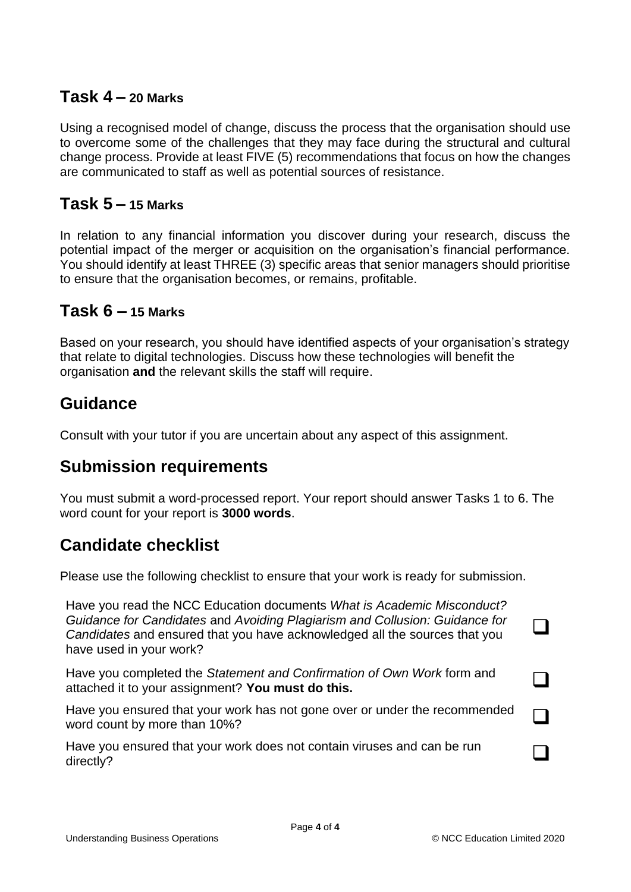## Task 4 – 20 Marks

Using a recognised model of change, discuss the process that the organisation should use to overcome some of the challenges that they may face during the structural and cultural change process. Provide at least FIVE (5) recommendations that focus on how the changes are communicated to staff as well as potential sources of resistance.

## Task 5 – 15 Marks

In relation to any financial information you discover during your research, discuss the potential impact of the merger or acquisition on the organisation's financial performance. You should identify at least THREE (3) specific areas that senior managers should prioritise to ensure that the organisation becomes, or remains, profitable.

## Task 6 – 15 Marks

Based on your research, you should have identified aspects of your organisation's strategy that relate to digital technologies. Discuss how these technologies will benefit the organisation **and** the relevant skills the staff will require.

# Guidance

Consult with your tutor if you are uncertain about any aspect of this assignment.

# Submission requirements

You must submit a word-processed report. Your report should answer Tasks 1 to 6. The word count for your report is **3000 words**.

# Candidate checklist

Please use the following checklist to ensure that your work is ready for submission.

| | |
|---|---|
| Have you read the NCC Education documents *What is Academic Misconduct? Guidance for Candidates* and *Avoiding Plagiarism and Collusion: Guidance for Candidates* and ensured that you have acknowledged all the sources that you have used in your work? | ❑ |
| Have you completed the *Statement and Confirmation of Own Work* form and attached it to your assignment? **You must do this.** | ❑ |
| Have you ensured that your work has not gone over or under the recommended word count by more than 10%? | ❑ |
| Have you ensured that your work does not contain viruses and can be run directly? | ❑ |